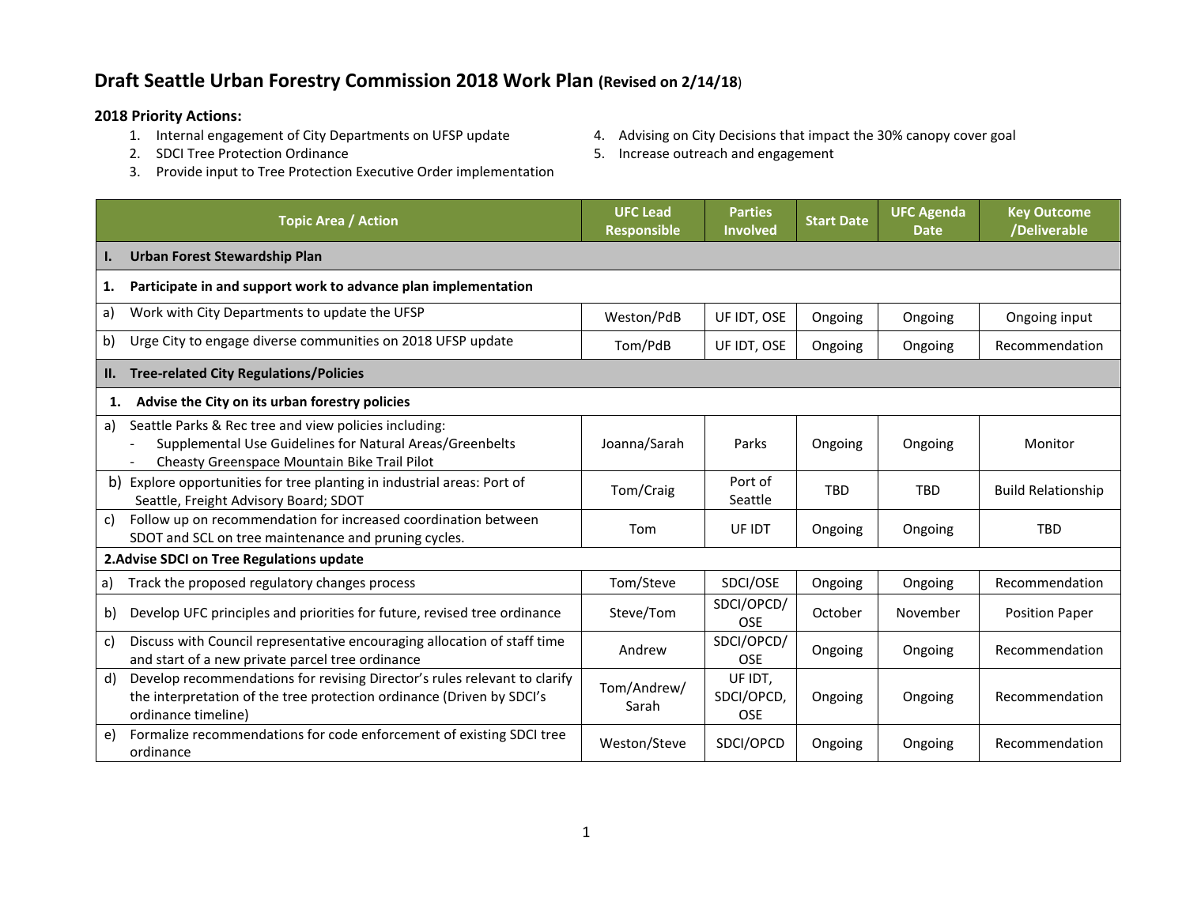# Draft Seattle Urban Forestry Commission 2018 Work Plan (Revised on 2/14/18)

**2018 Priority Actions:**

1. Internal engagement of City Departments on UFSP update
2. SDCI Tree Protection Ordinance
3. Provide input to Tree Protection Executive Order implementation
4. Advising on City Decisions that impact the 30% canopy cover goal
5. Increase outreach and engagement

| Topic Area / Action | UFC Lead Responsible | Parties Involved | Start Date | UFC Agenda Date | Key Outcome /Deliverable |
|---|---|---|---|---|---|
| **I. Urban Forest Stewardship Plan** | | | | | |
| **1. Participate in and support work to advance plan implementation** | | | | | |
| a) Work with City Departments to update the UFSP | Weston/PdB | UF IDT, OSE | Ongoing | Ongoing | Ongoing input |
| b) Urge City to engage diverse communities on 2018 UFSP update | Tom/PdB | UF IDT, OSE | Ongoing | Ongoing | Recommendation |
| **II. Tree-related City Regulations/Policies** | | | | | |
| **1. Advise the City on its urban forestry policies** | | | | | |
| a) Seattle Parks & Rec tree and view policies including: - Supplemental Use Guidelines for Natural Areas/Greenbelts - Cheasty Greenspace Mountain Bike Trail Pilot | Joanna/Sarah | Parks | Ongoing | Ongoing | Monitor |
| b) Explore opportunities for tree planting in industrial areas: Port of Seattle, Freight Advisory Board; SDOT | Tom/Craig | Port of Seattle | TBD | TBD | Build Relationship |
| c) Follow up on recommendation for increased coordination between SDOT and SCL on tree maintenance and pruning cycles. | Tom | UF IDT | Ongoing | Ongoing | TBD |
| **2. Advise SDCI on Tree Regulations update** | | | | | |
| a) Track the proposed regulatory changes process | Tom/Steve | SDCI/OSE | Ongoing | Ongoing | Recommendation |
| b) Develop UFC principles and priorities for future, revised tree ordinance | Steve/Tom | SDCI/OPCD/ OSE | October | November | Position Paper |
| c) Discuss with Council representative encouraging allocation of staff time and start of a new private parcel tree ordinance | Andrew | SDCI/OPCD/ OSE | Ongoing | Ongoing | Recommendation |
| d) Develop recommendations for revising Director's rules relevant to clarify the interpretation of the tree protection ordinance (Driven by SDCI's ordinance timeline) | Tom/Andrew/ Sarah | UF IDT, SDCI/OPCD, OSE | Ongoing | Ongoing | Recommendation |
| e) Formalize recommendations for code enforcement of existing SDCI tree ordinance | Weston/Steve | SDCI/OPCD | Ongoing | Ongoing | Recommendation |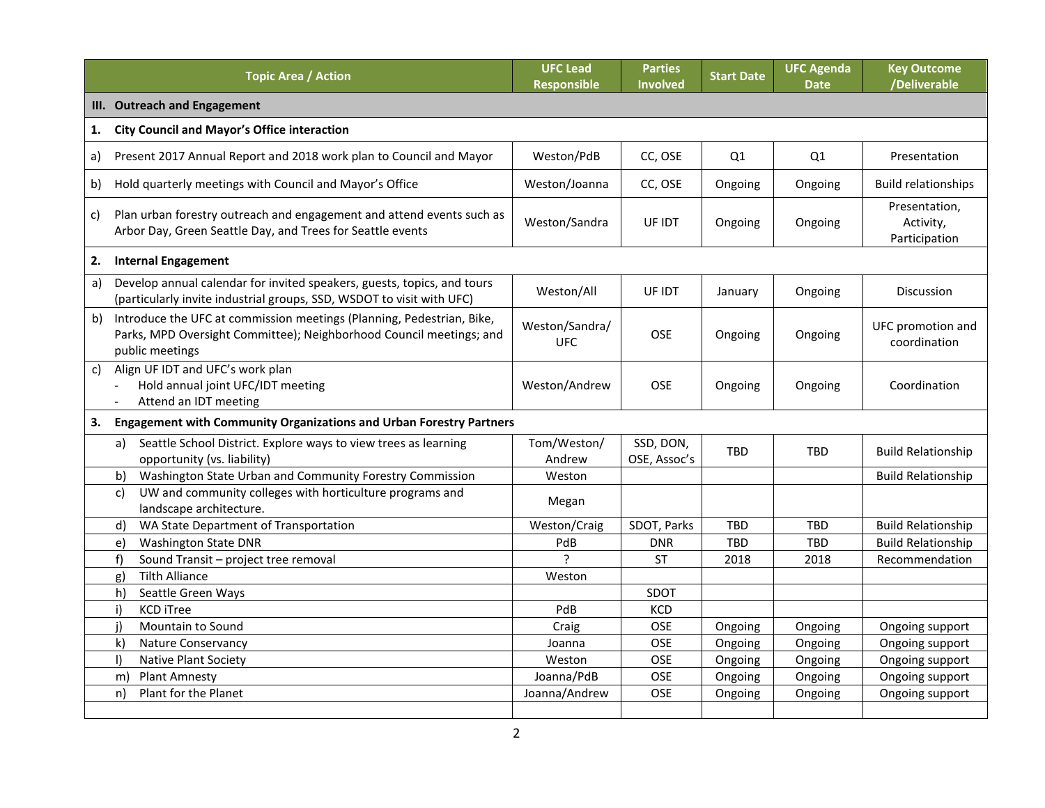| Topic Area / Action | UFC Lead Responsible | Parties Involved | Start Date | UFC Agenda Date | Key Outcome /Deliverable |
|---|---|---|---|---|---|
| **III. Outreach and Engagement** | | | | | |
| **1. City Council and Mayor's Office interaction** | | | | | |
| a) Present 2017 Annual Report and 2018 work plan to Council and Mayor | Weston/PdB | CC, OSE | Q1 | Q1 | Presentation |
| b) Hold quarterly meetings with Council and Mayor's Office | Weston/Joanna | CC, OSE | Ongoing | Ongoing | Build relationships |
| c) Plan urban forestry outreach and engagement and attend events such as Arbor Day, Green Seattle Day, and Trees for Seattle events | Weston/Sandra | UF IDT | Ongoing | Ongoing | Presentation, Activity, Participation |
| **2. Internal Engagement** | | | | | |
| a) Develop annual calendar for invited speakers, guests, topics, and tours (particularly invite industrial groups, SSD, WSDOT to visit with UFC) | Weston/All | UF IDT | January | Ongoing | Discussion |
| b) Introduce the UFC at commission meetings (Planning, Pedestrian, Bike, Parks, MPD Oversight Committee); Neighborhood Council meetings; and public meetings | Weston/Sandra/ UFC | OSE | Ongoing | Ongoing | UFC promotion and coordination |
| c) Align UF IDT and UFC's work plan<br>- Hold annual joint UFC/IDT meeting<br>- Attend an IDT meeting | Weston/Andrew | OSE | Ongoing | Ongoing | Coordination |
| **3. Engagement with Community Organizations and Urban Forestry Partners** | | | | | |
| a) Seattle School District. Explore ways to view trees as learning opportunity (vs. liability) | Tom/Weston/ Andrew | SSD, DON, OSE, Assoc's | TBD | TBD | Build Relationship |
| b) Washington State Urban and Community Forestry Commission | Weston | | | | Build Relationship |
| c) UW and community colleges with horticulture programs and landscape architecture. | Megan | | | | |
| d) WA State Department of Transportation | Weston/Craig | SDOT, Parks | TBD | TBD | Build Relationship |
| e) Washington State DNR | PdB | DNR | TBD | TBD | Build Relationship |
| f) Sound Transit – project tree removal | ? | ST | 2018 | 2018 | Recommendation |
| g) Tilth Alliance | Weston | | | | |
| h) Seattle Green Ways | | SDOT | | | |
| i) KCD iTree | PdB | KCD | | | |
| j) Mountain to Sound | Craig | OSE | Ongoing | Ongoing | Ongoing support |
| k) Nature Conservancy | Joanna | OSE | Ongoing | Ongoing | Ongoing support |
| l) Native Plant Society | Weston | OSE | Ongoing | Ongoing | Ongoing support |
| m) Plant Amnesty | Joanna/PdB | OSE | Ongoing | Ongoing | Ongoing support |
| n) Plant for the Planet | Joanna/Andrew | OSE | Ongoing | Ongoing | Ongoing support |
| | | | | | |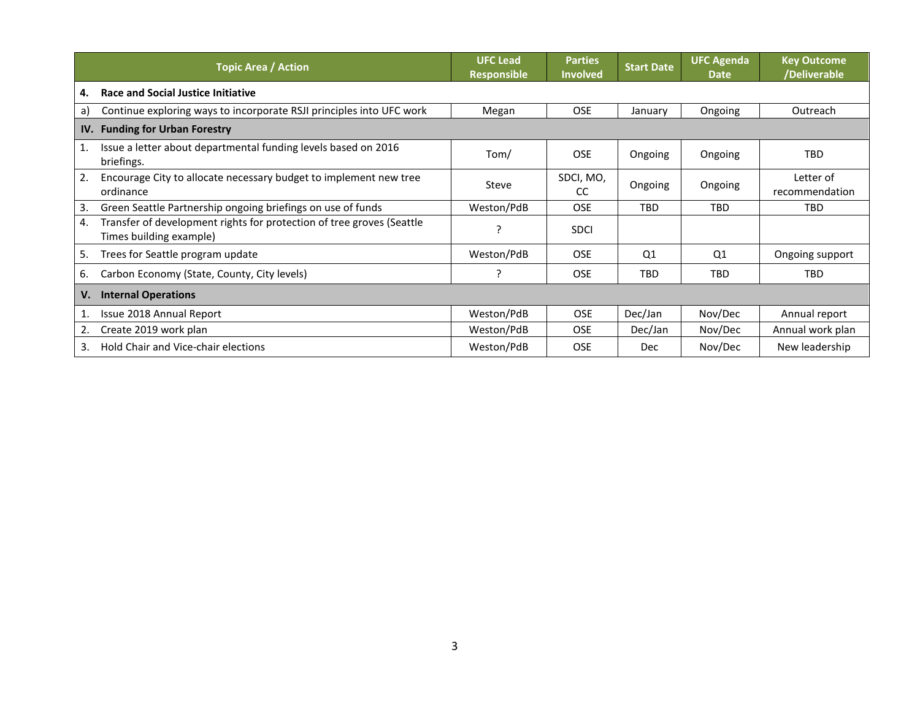| Topic Area / Action | UFC Lead Responsible | Parties Involved | Start Date | UFC Agenda Date | Key Outcome /Deliverable |
|---|---|---|---|---|---|
| **4. Race and Social Justice Initiative** | | | | | |
| a) Continue exploring ways to incorporate RSJI principles into UFC work | Megan | OSE | January | Ongoing | Outreach |
| **IV. Funding for Urban Forestry** | | | | | |
| 1. Issue a letter about departmental funding levels based on 2016 briefings. | Tom/ | OSE | Ongoing | Ongoing | TBD |
| 2. Encourage City to allocate necessary budget to implement new tree ordinance | Steve | SDCI, MO, CC | Ongoing | Ongoing | Letter of recommendation |
| 3. Green Seattle Partnership ongoing briefings on use of funds | Weston/PdB | OSE | TBD | TBD | TBD |
| 4. Transfer of development rights for protection of tree groves (Seattle Times building example) | ? | SDCI | | | |
| 5. Trees for Seattle program update | Weston/PdB | OSE | Q1 | Q1 | Ongoing support |
| 6. Carbon Economy (State, County, City levels) | ? | OSE | TBD | TBD | TBD |
| **V. Internal Operations** | | | | | |
| 1. Issue 2018 Annual Report | Weston/PdB | OSE | Dec/Jan | Nov/Dec | Annual report |
| 2. Create 2019 work plan | Weston/PdB | OSE | Dec/Jan | Nov/Dec | Annual work plan |
| 3. Hold Chair and Vice-chair elections | Weston/PdB | OSE | Dec | Nov/Dec | New leadership |